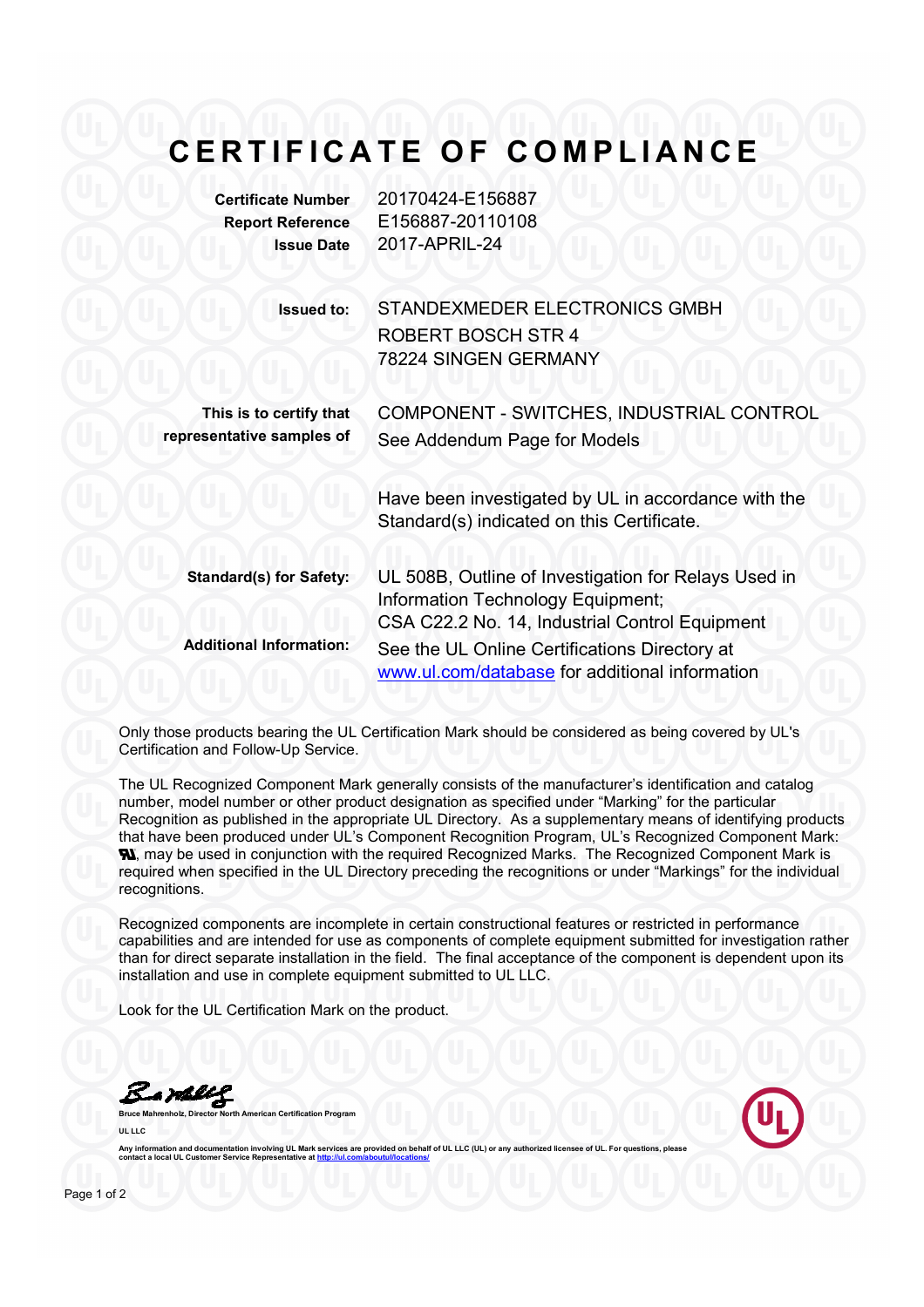# CERTIFICATE OF COMPLIANCE

**Certificate Number** 20170424-E156887
**Report Reference** E156887-20110108
**Issue Date** 2017-APRIL-24

**Issued to:** STANDEXMEDER ELECTRONICS GMBH
ROBERT BOSCH STR 4
78224 SINGEN GERMANY

**This is to certify that representative samples of** COMPONENT - SWITCHES, INDUSTRIAL CONTROL
See Addendum Page for Models

Have been investigated by UL in accordance with the Standard(s) indicated on this Certificate.

**Standard(s) for Safety:** UL 508B, Outline of Investigation for Relays Used in Information Technology Equipment;
CSA C22.2 No. 14, Industrial Control Equipment

**Additional Information:** See the UL Online Certifications Directory at [www.ul.com/database](www.ul.com/database) for additional information

Only those products bearing the UL Certification Mark should be considered as being covered by UL's Certification and Follow-Up Service.

The UL Recognized Component Mark generally consists of the manufacturer's identification and catalog number, model number or other product designation as specified under "Marking" for the particular Recognition as published in the appropriate UL Directory. As a supplementary means of identifying products that have been produced under UL's Component Recognition Program, UL's Recognized Component Mark: ® , may be used in conjunction with the required Recognized Marks. The Recognized Component Mark is required when specified in the UL Directory preceding the recognitions or under "Markings" for the individual recognitions.

Recognized components are incomplete in certain constructional features or restricted in performance capabilities and are intended for use as components of complete equipment submitted for investigation rather than for direct separate installation in the field. The final acceptance of the component is dependent upon its installation and use in complete equipment submitted to UL LLC.

Look for the UL Certification Mark on the product.

Bruce Mahrenholz, Director North American Certification Program

UL LLC

Any information and documentation involving UL Mark services are provided on behalf of UL LLC (UL) or any authorized licensee of UL. For questions, please contact a local UL Customer Service Representative at [http://ul.com/aboutul/locations/](http://ul.com/aboutul/locations/)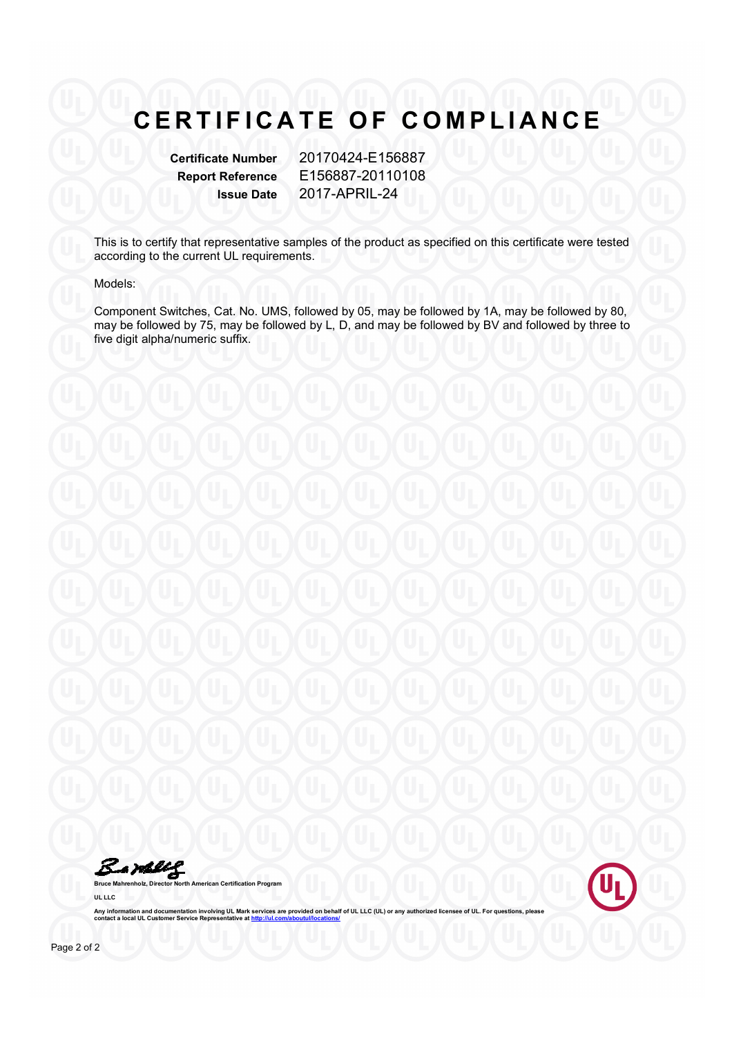# CERTIFICATE OF COMPLIANCE

| | |
|---|---|
| **Certificate Number** | 20170424-E156887 |
| **Report Reference** | E156887-20110108 |
| **Issue Date** | 2017-APRIL-24 |

This is to certify that representative samples of the product as specified on this certificate were tested according to the current UL requirements.

Models:

Component Switches, Cat. No. UMS, followed by 05, may be followed by 1A, may be followed by 80, may be followed by 75, may be followed by L, D, and may be followed by BV and followed by three to five digit alpha/numeric suffix.

**Bruce Mahrenholz, Director North American Certification Program**

**UL LLC**

**Any information and documentation involving UL Mark services are provided on behalf of UL LLC (UL) or any authorized licensee of UL. For questions, please contact a local UL Customer Service Representative at http://ul.com/aboutul/locations/**